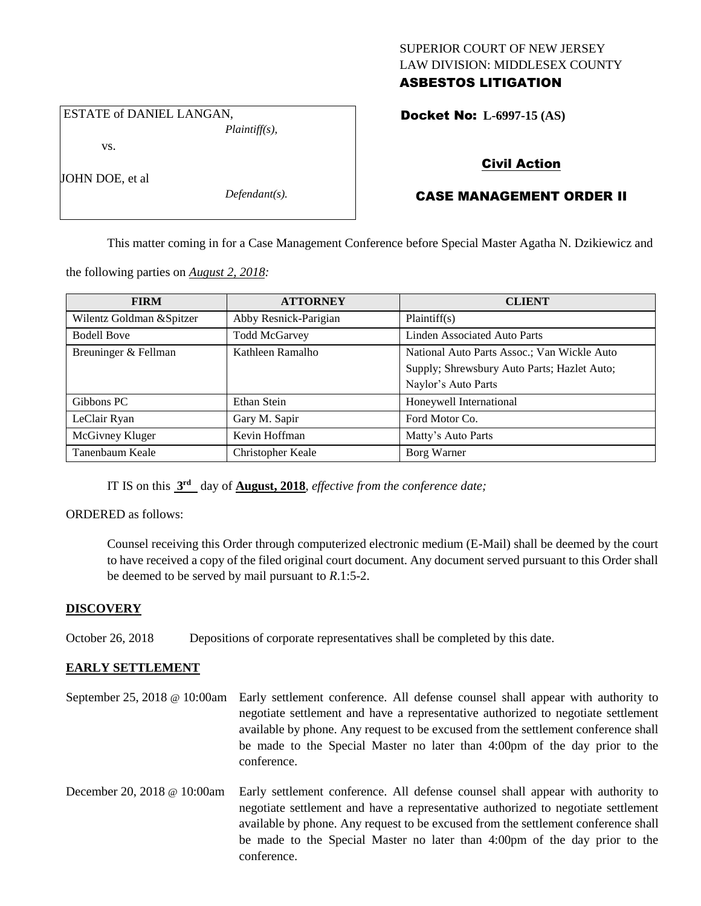SUPERIOR COURT OF NEW JERSEY
LAW DIVISION: MIDDLESEX COUNTY
**ASBESTOS LITIGATION**

ESTATE of DANIEL LANGAN,
*Plaintiff(s),*

vs.

JOHN DOE, et al
*Defendant(s).*

**Docket No: L-6997-15 (AS)**

**Civil Action**

**CASE MANAGEMENT ORDER II**

This matter coming in for a Case Management Conference before Special Master Agatha N. Dzikiewicz and the following parties on *August 2, 2018:*

| FIRM | ATTORNEY | CLIENT |
| --- | --- | --- |
| Wilentz Goldman &Spitzer | Abby Resnick-Parigian | Plaintiff(s) |
| Bodell Bove | Todd McGarvey | Linden Associated Auto Parts |
| Breuninger & Fellman | Kathleen Ramalho | National Auto Parts Assoc.; Van Wickle Auto Supply; Shrewsbury Auto Parts; Hazlet Auto; Naylor's Auto Parts |
| Gibbons PC | Ethan Stein | Honeywell International |
| LeClair Ryan | Gary M. Sapir | Ford Motor Co. |
| McGivney Kluger | Kevin Hoffman | Matty's Auto Parts |
| Tanenbaum Keale | Christopher Keale | Borg Warner |

IT IS on this **3rd** day of **August, 2018**, *effective from the conference date;*

ORDERED as follows:

Counsel receiving this Order through computerized electronic medium (E-Mail) shall be deemed by the court to have received a copy of the filed original court document. Any document served pursuant to this Order shall be deemed to be served by mail pursuant to *R*.1:5-2.

**DISCOVERY**

October 26, 2018 Depositions of corporate representatives shall be completed by this date.

**EARLY SETTLEMENT**

September 25, 2018 @ 10:00am Early settlement conference. All defense counsel shall appear with authority to negotiate settlement and have a representative authorized to negotiate settlement available by phone. Any request to be excused from the settlement conference shall be made to the Special Master no later than 4:00pm of the day prior to the conference.

December 20, 2018 @ 10:00am Early settlement conference. All defense counsel shall appear with authority to negotiate settlement and have a representative authorized to negotiate settlement available by phone. Any request to be excused from the settlement conference shall be made to the Special Master no later than 4:00pm of the day prior to the conference.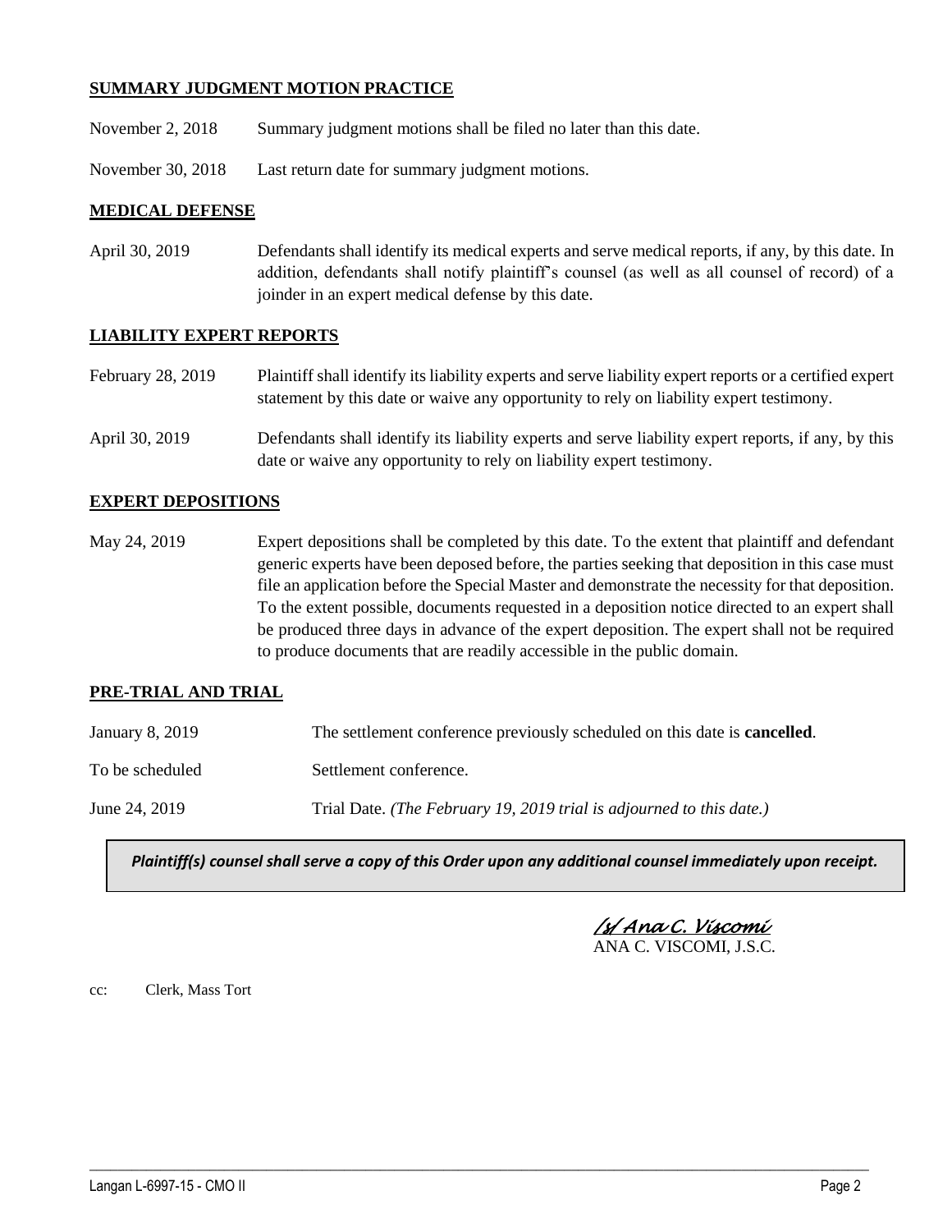**SUMMARY JUDGMENT MOTION PRACTICE**

| | |
|---|---|
| November 2, 2018 | Summary judgment motions shall be filed no later than this date. |
| November 30, 2018 | Last return date for summary judgment motions. |

**MEDICAL DEFENSE**

| | |
|---|---|
| April 30, 2019 | Defendants shall identify its medical experts and serve medical reports, if any, by this date. In addition, defendants shall notify plaintiff's counsel (as well as all counsel of record) of a joinder in an expert medical defense by this date. |

**LIABILITY EXPERT REPORTS**

| | |
|---|---|
| February 28, 2019 | Plaintiff shall identify its liability experts and serve liability expert reports or a certified expert statement by this date or waive any opportunity to rely on liability expert testimony. |
| April 30, 2019 | Defendants shall identify its liability experts and serve liability expert reports, if any, by this date or waive any opportunity to rely on liability expert testimony. |

**EXPERT DEPOSITIONS**

| | |
|---|---|
| May 24, 2019 | Expert depositions shall be completed by this date. To the extent that plaintiff and defendant generic experts have been deposed before, the parties seeking that deposition in this case must file an application before the Special Master and demonstrate the necessity for that deposition. To the extent possible, documents requested in a deposition notice directed to an expert shall be produced three days in advance of the expert deposition. The expert shall not be required to produce documents that are readily accessible in the public domain. |

**PRE-TRIAL AND TRIAL**

| | |
|---|---|
| January 8, 2019 | The settlement conference previously scheduled on this date is **cancelled**. |
| To be scheduled | Settlement conference. |
| June 24, 2019 | Trial Date. *(The February 19, 2019 trial is adjourned to this date.)* |

***Plaintiff(s) counsel shall serve a copy of this Order upon any additional counsel immediately upon receipt.***

*/s/ Ana C. Viscomi*
ANA C. VISCOMI, J.S.C.

cc: Clerk, Mass Tort